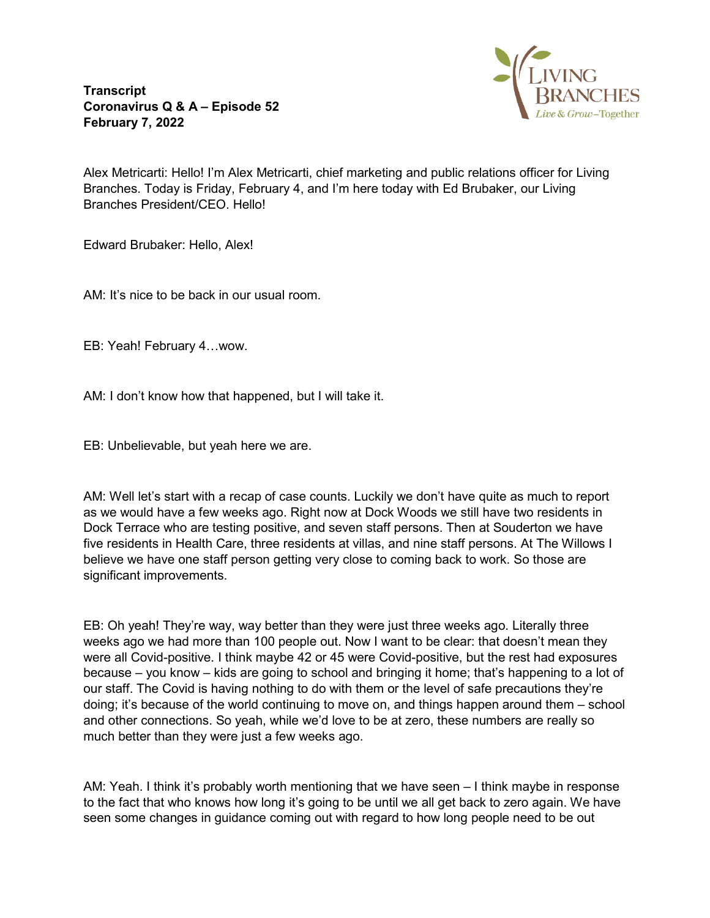**Transcript**
**Coronavirus Q & A – Episode 52**
**February 7, 2022**

Alex Metricarti: Hello! I'm Alex Metricarti, chief marketing and public relations officer for Living Branches. Today is Friday, February 4, and I'm here today with Ed Brubaker, our Living Branches President/CEO. Hello!

Edward Brubaker: Hello, Alex!

AM: It's nice to be back in our usual room.

EB: Yeah! February 4…wow.

AM: I don't know how that happened, but I will take it.

EB: Unbelievable, but yeah here we are.

AM: Well let's start with a recap of case counts. Luckily we don't have quite as much to report as we would have a few weeks ago. Right now at Dock Woods we still have two residents in Dock Terrace who are testing positive, and seven staff persons. Then at Souderton we have five residents in Health Care, three residents at villas, and nine staff persons. At The Willows I believe we have one staff person getting very close to coming back to work. So those are significant improvements.

EB: Oh yeah! They're way, way better than they were just three weeks ago. Literally three weeks ago we had more than 100 people out. Now I want to be clear: that doesn't mean they were all Covid-positive. I think maybe 42 or 45 were Covid-positive, but the rest had exposures because – you know – kids are going to school and bringing it home; that's happening to a lot of our staff. The Covid is having nothing to do with them or the level of safe precautions they're doing; it's because of the world continuing to move on, and things happen around them – school and other connections. So yeah, while we'd love to be at zero, these numbers are really so much better than they were just a few weeks ago.

AM: Yeah. I think it's probably worth mentioning that we have seen – I think maybe in response to the fact that who knows how long it's going to be until we all get back to zero again. We have seen some changes in guidance coming out with regard to how long people need to be out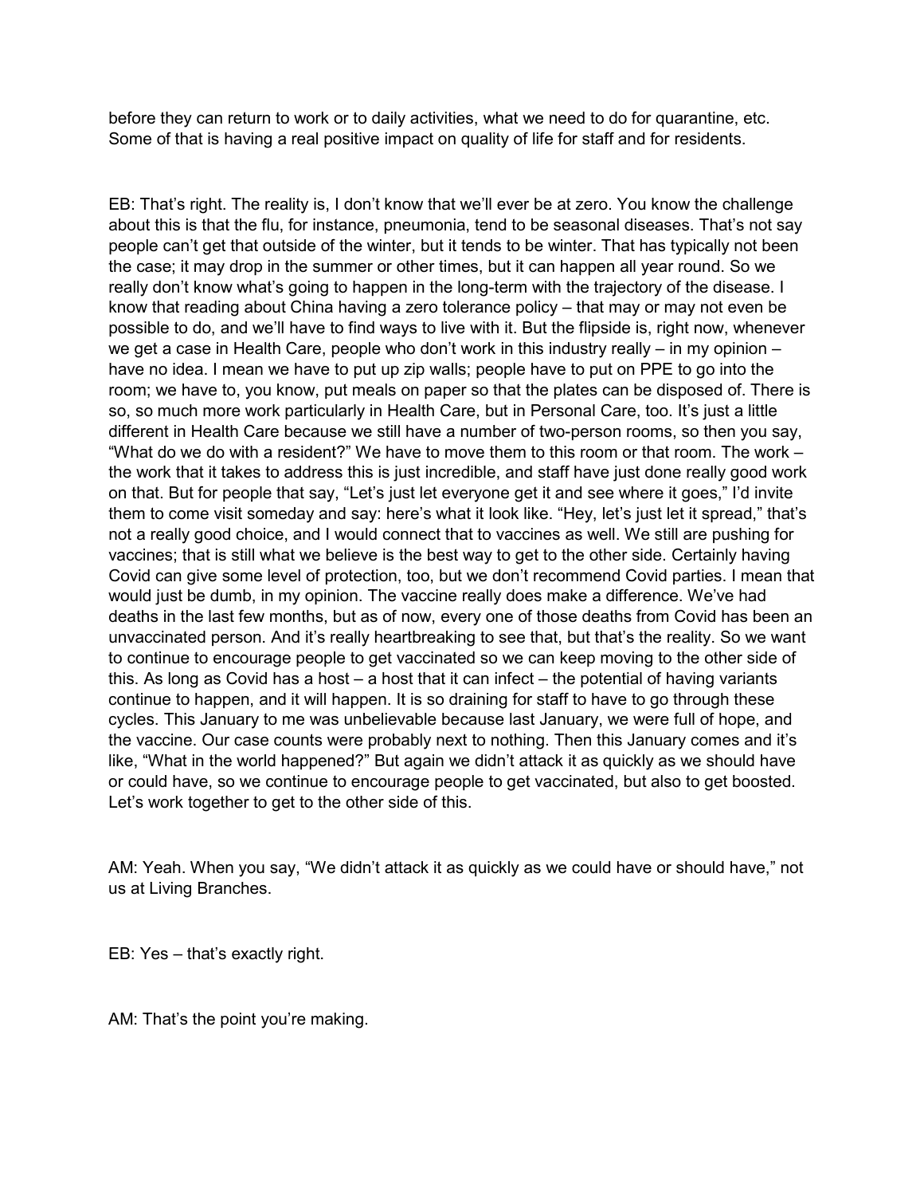before they can return to work or to daily activities, what we need to do for quarantine, etc. Some of that is having a real positive impact on quality of life for staff and for residents.

EB: That's right. The reality is, I don't know that we'll ever be at zero. You know the challenge about this is that the flu, for instance, pneumonia, tend to be seasonal diseases. That's not say people can't get that outside of the winter, but it tends to be winter. That has typically not been the case; it may drop in the summer or other times, but it can happen all year round. So we really don't know what's going to happen in the long-term with the trajectory of the disease. I know that reading about China having a zero tolerance policy – that may or may not even be possible to do, and we'll have to find ways to live with it. But the flipside is, right now, whenever we get a case in Health Care, people who don't work in this industry really – in my opinion – have no idea. I mean we have to put up zip walls; people have to put on PPE to go into the room; we have to, you know, put meals on paper so that the plates can be disposed of. There is so, so much more work particularly in Health Care, but in Personal Care, too. It's just a little different in Health Care because we still have a number of two-person rooms, so then you say, "What do we do with a resident?" We have to move them to this room or that room. The work – the work that it takes to address this is just incredible, and staff have just done really good work on that. But for people that say, "Let's just let everyone get it and see where it goes," I'd invite them to come visit someday and say: here's what it look like. "Hey, let's just let it spread," that's not a really good choice, and I would connect that to vaccines as well. We still are pushing for vaccines; that is still what we believe is the best way to get to the other side. Certainly having Covid can give some level of protection, too, but we don't recommend Covid parties. I mean that would just be dumb, in my opinion. The vaccine really does make a difference. We've had deaths in the last few months, but as of now, every one of those deaths from Covid has been an unvaccinated person. And it's really heartbreaking to see that, but that's the reality. So we want to continue to encourage people to get vaccinated so we can keep moving to the other side of this. As long as Covid has a host – a host that it can infect – the potential of having variants continue to happen, and it will happen. It is so draining for staff to have to go through these cycles. This January to me was unbelievable because last January, we were full of hope, and the vaccine. Our case counts were probably next to nothing. Then this January comes and it's like, "What in the world happened?" But again we didn't attack it as quickly as we should have or could have, so we continue to encourage people to get vaccinated, but also to get boosted. Let's work together to get to the other side of this.

AM: Yeah. When you say, "We didn't attack it as quickly as we could have or should have," not us at Living Branches.

EB: Yes – that's exactly right.

AM: That's the point you're making.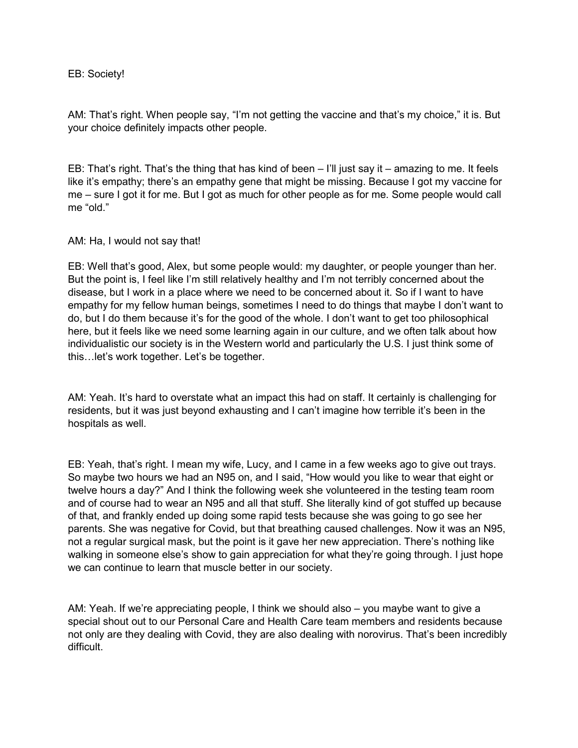EB: Society!

AM: That's right. When people say, "I'm not getting the vaccine and that's my choice," it is. But your choice definitely impacts other people.

EB: That's right. That's the thing that has kind of been – I'll just say it – amazing to me. It feels like it's empathy; there's an empathy gene that might be missing. Because I got my vaccine for me – sure I got it for me. But I got as much for other people as for me. Some people would call me "old."

AM: Ha, I would not say that!

EB: Well that's good, Alex, but some people would: my daughter, or people younger than her. But the point is, I feel like I'm still relatively healthy and I'm not terribly concerned about the disease, but I work in a place where we need to be concerned about it. So if I want to have empathy for my fellow human beings, sometimes I need to do things that maybe I don't want to do, but I do them because it's for the good of the whole. I don't want to get too philosophical here, but it feels like we need some learning again in our culture, and we often talk about how individualistic our society is in the Western world and particularly the U.S. I just think some of this…let's work together. Let's be together.

AM: Yeah. It's hard to overstate what an impact this had on staff. It certainly is challenging for residents, but it was just beyond exhausting and I can't imagine how terrible it's been in the hospitals as well.

EB: Yeah, that's right. I mean my wife, Lucy, and I came in a few weeks ago to give out trays. So maybe two hours we had an N95 on, and I said, "How would you like to wear that eight or twelve hours a day?" And I think the following week she volunteered in the testing team room and of course had to wear an N95 and all that stuff. She literally kind of got stuffed up because of that, and frankly ended up doing some rapid tests because she was going to go see her parents. She was negative for Covid, but that breathing caused challenges. Now it was an N95, not a regular surgical mask, but the point is it gave her new appreciation. There's nothing like walking in someone else's show to gain appreciation for what they're going through. I just hope we can continue to learn that muscle better in our society.

AM: Yeah. If we're appreciating people, I think we should also – you maybe want to give a special shout out to our Personal Care and Health Care team members and residents because not only are they dealing with Covid, they are also dealing with norovirus. That's been incredibly difficult.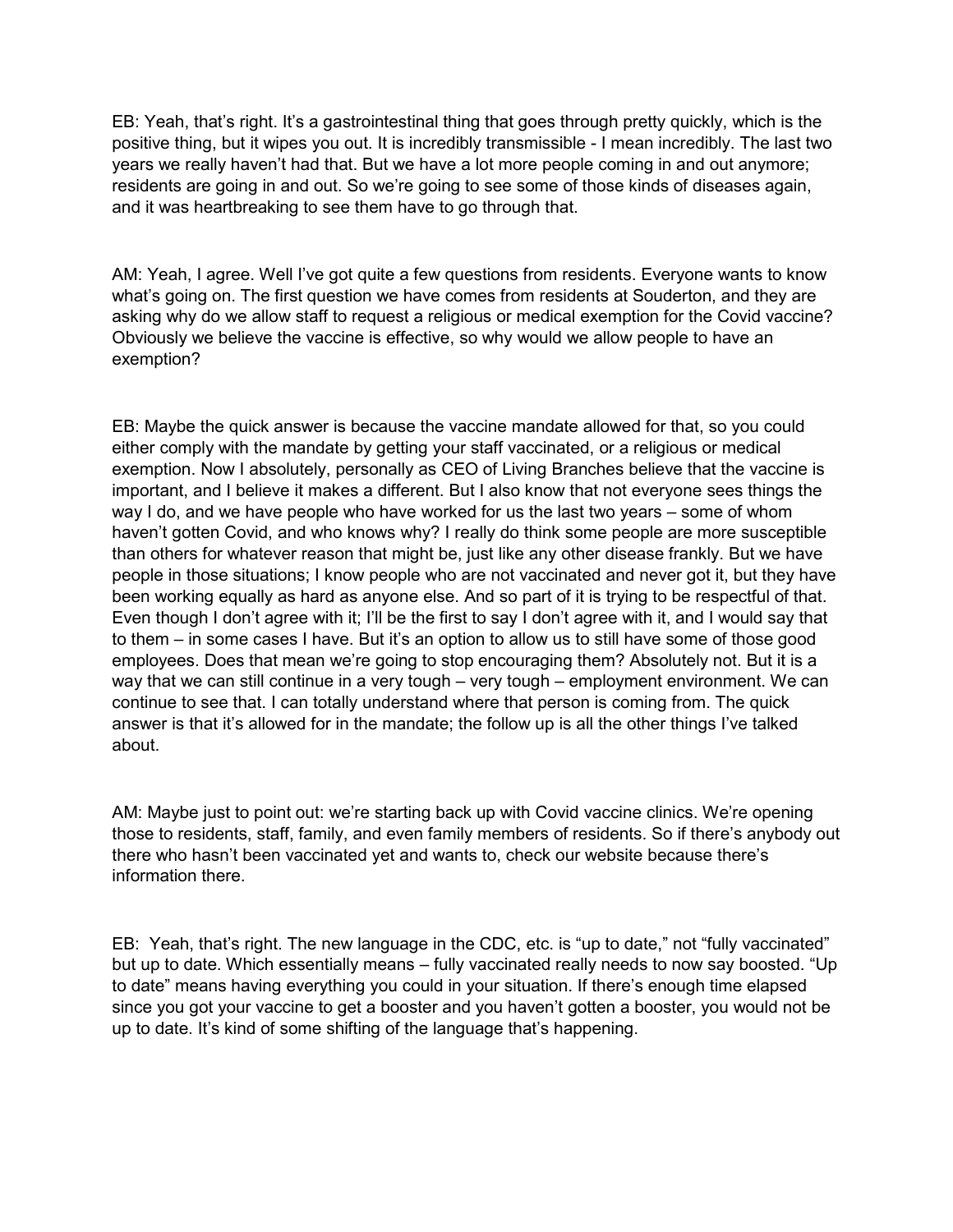EB: Yeah, that's right. It's a gastrointestinal thing that goes through pretty quickly, which is the positive thing, but it wipes you out. It is incredibly transmissible - I mean incredibly. The last two years we really haven't had that. But we have a lot more people coming in and out anymore; residents are going in and out. So we're going to see some of those kinds of diseases again, and it was heartbreaking to see them have to go through that.

AM: Yeah, I agree. Well I've got quite a few questions from residents. Everyone wants to know what's going on. The first question we have comes from residents at Souderton, and they are asking why do we allow staff to request a religious or medical exemption for the Covid vaccine? Obviously we believe the vaccine is effective, so why would we allow people to have an exemption?

EB: Maybe the quick answer is because the vaccine mandate allowed for that, so you could either comply with the mandate by getting your staff vaccinated, or a religious or medical exemption. Now I absolutely, personally as CEO of Living Branches believe that the vaccine is important, and I believe it makes a different. But I also know that not everyone sees things the way I do, and we have people who have worked for us the last two years – some of whom haven't gotten Covid, and who knows why? I really do think some people are more susceptible than others for whatever reason that might be, just like any other disease frankly. But we have people in those situations; I know people who are not vaccinated and never got it, but they have been working equally as hard as anyone else. And so part of it is trying to be respectful of that. Even though I don't agree with it; I'll be the first to say I don't agree with it, and I would say that to them – in some cases I have. But it's an option to allow us to still have some of those good employees. Does that mean we're going to stop encouraging them? Absolutely not. But it is a way that we can still continue in a very tough – very tough – employment environment. We can continue to see that. I can totally understand where that person is coming from. The quick answer is that it's allowed for in the mandate; the follow up is all the other things I've talked about.

AM: Maybe just to point out: we're starting back up with Covid vaccine clinics. We're opening those to residents, staff, family, and even family members of residents. So if there's anybody out there who hasn't been vaccinated yet and wants to, check our website because there's information there.

EB: Yeah, that's right. The new language in the CDC, etc. is "up to date," not "fully vaccinated" but up to date. Which essentially means – fully vaccinated really needs to now say boosted. "Up to date" means having everything you could in your situation. If there's enough time elapsed since you got your vaccine to get a booster and you haven't gotten a booster, you would not be up to date. It's kind of some shifting of the language that's happening.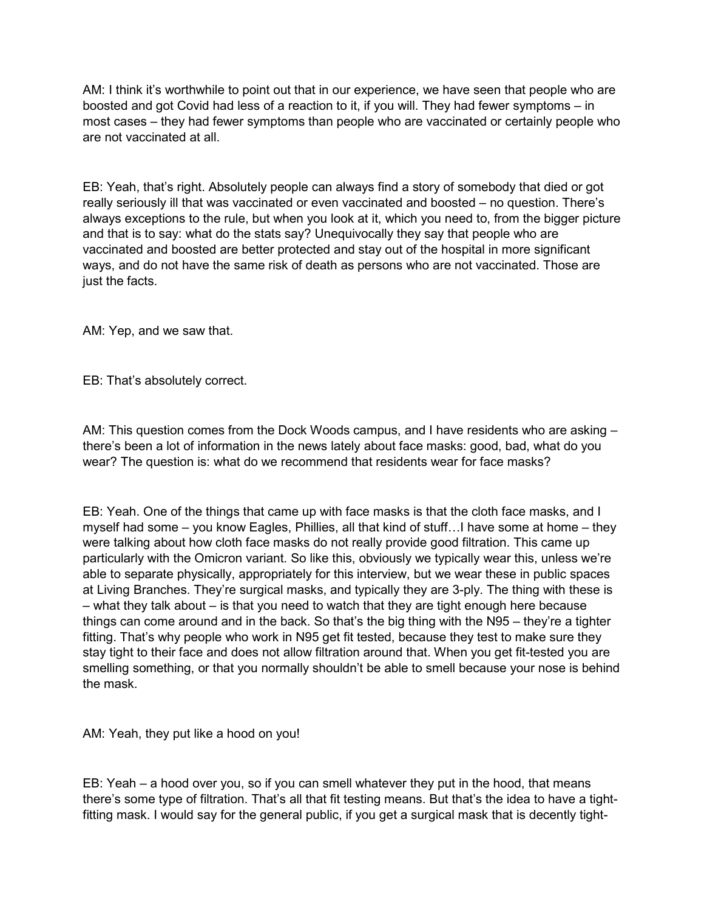AM: I think it's worthwhile to point out that in our experience, we have seen that people who are boosted and got Covid had less of a reaction to it, if you will. They had fewer symptoms – in most cases – they had fewer symptoms than people who are vaccinated or certainly people who are not vaccinated at all.

EB: Yeah, that's right. Absolutely people can always find a story of somebody that died or got really seriously ill that was vaccinated or even vaccinated and boosted – no question. There's always exceptions to the rule, but when you look at it, which you need to, from the bigger picture and that is to say: what do the stats say? Unequivocally they say that people who are vaccinated and boosted are better protected and stay out of the hospital in more significant ways, and do not have the same risk of death as persons who are not vaccinated. Those are just the facts.

AM: Yep, and we saw that.

EB: That's absolutely correct.

AM: This question comes from the Dock Woods campus, and I have residents who are asking – there's been a lot of information in the news lately about face masks: good, bad, what do you wear? The question is: what do we recommend that residents wear for face masks?

EB: Yeah. One of the things that came up with face masks is that the cloth face masks, and I myself had some – you know Eagles, Phillies, all that kind of stuff…I have some at home – they were talking about how cloth face masks do not really provide good filtration. This came up particularly with the Omicron variant. So like this, obviously we typically wear this, unless we're able to separate physically, appropriately for this interview, but we wear these in public spaces at Living Branches. They're surgical masks, and typically they are 3-ply. The thing with these is – what they talk about – is that you need to watch that they are tight enough here because things can come around and in the back. So that's the big thing with the N95 – they're a tighter fitting. That's why people who work in N95 get fit tested, because they test to make sure they stay tight to their face and does not allow filtration around that. When you get fit-tested you are smelling something, or that you normally shouldn't be able to smell because your nose is behind the mask.

AM: Yeah, they put like a hood on you!

EB: Yeah – a hood over you, so if you can smell whatever they put in the hood, that means there's some type of filtration. That's all that fit testing means. But that's the idea to have a tight-fitting mask. I would say for the general public, if you get a surgical mask that is decently tight-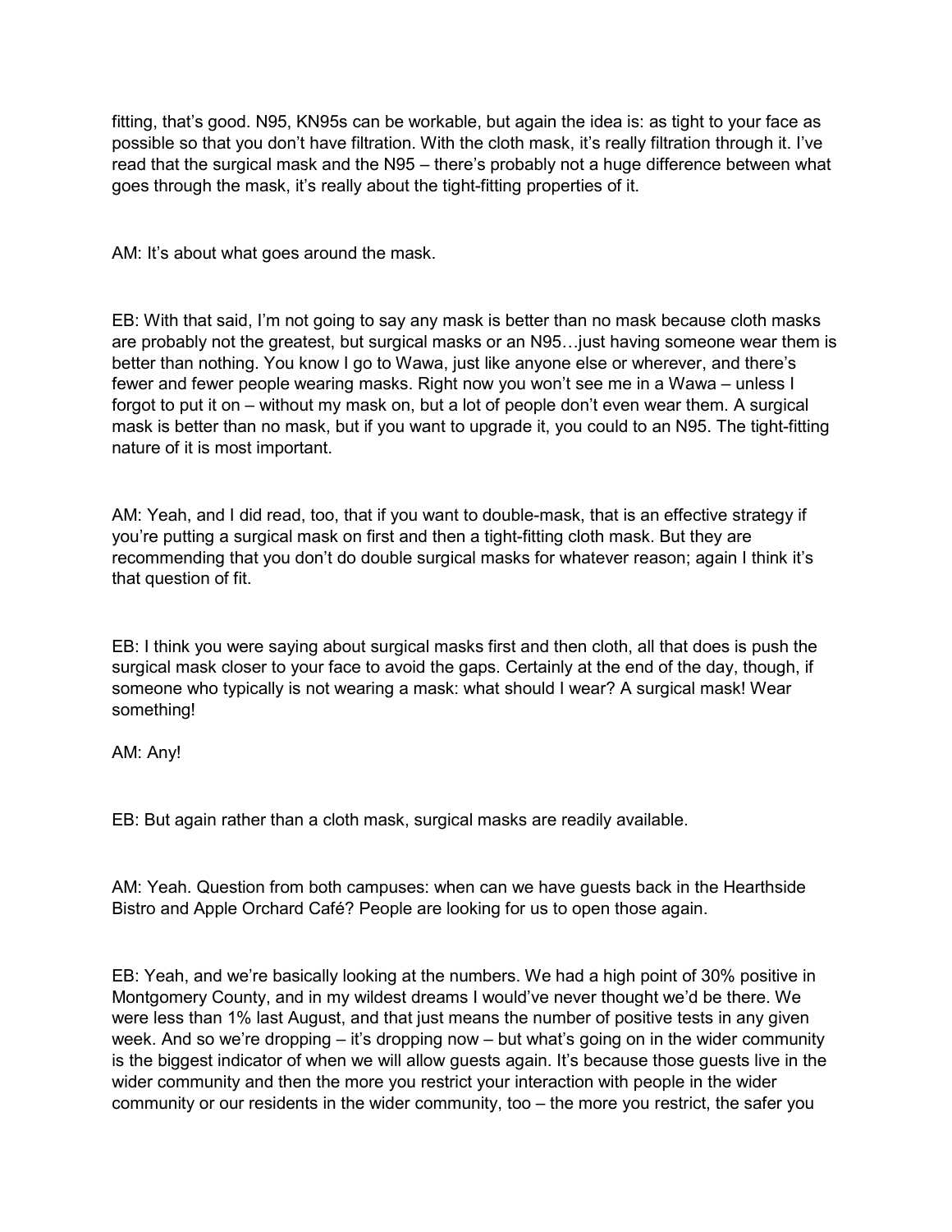fitting, that's good. N95, KN95s can be workable, but again the idea is: as tight to your face as possible so that you don't have filtration. With the cloth mask, it's really filtration through it. I've read that the surgical mask and the N95 – there's probably not a huge difference between what goes through the mask, it's really about the tight-fitting properties of it.

AM: It's about what goes around the mask.

EB: With that said, I'm not going to say any mask is better than no mask because cloth masks are probably not the greatest, but surgical masks or an N95…just having someone wear them is better than nothing. You know I go to Wawa, just like anyone else or wherever, and there's fewer and fewer people wearing masks. Right now you won't see me in a Wawa – unless I forgot to put it on – without my mask on, but a lot of people don't even wear them. A surgical mask is better than no mask, but if you want to upgrade it, you could to an N95. The tight-fitting nature of it is most important.

AM: Yeah, and I did read, too, that if you want to double-mask, that is an effective strategy if you're putting a surgical mask on first and then a tight-fitting cloth mask. But they are recommending that you don't do double surgical masks for whatever reason; again I think it's that question of fit.

EB: I think you were saying about surgical masks first and then cloth, all that does is push the surgical mask closer to your face to avoid the gaps. Certainly at the end of the day, though, if someone who typically is not wearing a mask: what should I wear? A surgical mask! Wear something!

AM: Any!

EB: But again rather than a cloth mask, surgical masks are readily available.

AM: Yeah. Question from both campuses: when can we have guests back in the Hearthside Bistro and Apple Orchard Café? People are looking for us to open those again.

EB: Yeah, and we're basically looking at the numbers. We had a high point of 30% positive in Montgomery County, and in my wildest dreams I would've never thought we'd be there. We were less than 1% last August, and that just means the number of positive tests in any given week. And so we're dropping – it's dropping now – but what's going on in the wider community is the biggest indicator of when we will allow guests again. It's because those guests live in the wider community and then the more you restrict your interaction with people in the wider community or our residents in the wider community, too – the more you restrict, the safer you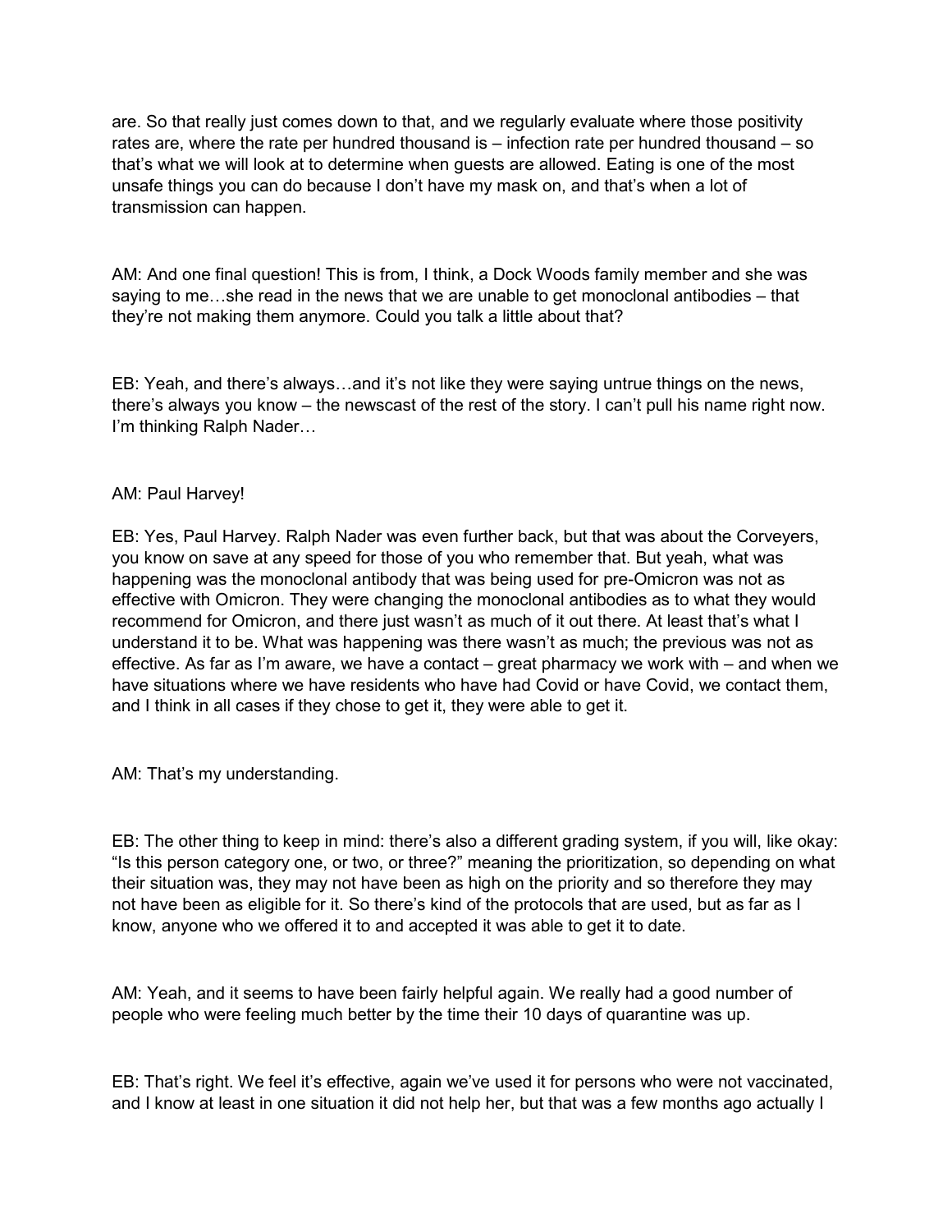are. So that really just comes down to that, and we regularly evaluate where those positivity rates are, where the rate per hundred thousand is – infection rate per hundred thousand – so that's what we will look at to determine when guests are allowed. Eating is one of the most unsafe things you can do because I don't have my mask on, and that's when a lot of transmission can happen.

AM: And one final question! This is from, I think, a Dock Woods family member and she was saying to me…she read in the news that we are unable to get monoclonal antibodies – that they're not making them anymore. Could you talk a little about that?

EB: Yeah, and there's always…and it's not like they were saying untrue things on the news, there's always you know – the newscast of the rest of the story. I can't pull his name right now. I'm thinking Ralph Nader…

AM: Paul Harvey!

EB: Yes, Paul Harvey. Ralph Nader was even further back, but that was about the Corveyers, you know on save at any speed for those of you who remember that. But yeah, what was happening was the monoclonal antibody that was being used for pre-Omicron was not as effective with Omicron. They were changing the monoclonal antibodies as to what they would recommend for Omicron, and there just wasn't as much of it out there. At least that's what I understand it to be. What was happening was there wasn't as much; the previous was not as effective. As far as I'm aware, we have a contact – great pharmacy we work with – and when we have situations where we have residents who have had Covid or have Covid, we contact them, and I think in all cases if they chose to get it, they were able to get it.

AM: That's my understanding.

EB: The other thing to keep in mind: there's also a different grading system, if you will, like okay: "Is this person category one, or two, or three?" meaning the prioritization, so depending on what their situation was, they may not have been as high on the priority and so therefore they may not have been as eligible for it. So there's kind of the protocols that are used, but as far as I know, anyone who we offered it to and accepted it was able to get it to date.

AM: Yeah, and it seems to have been fairly helpful again. We really had a good number of people who were feeling much better by the time their 10 days of quarantine was up.

EB: That's right. We feel it's effective, again we've used it for persons who were not vaccinated, and I know at least in one situation it did not help her, but that was a few months ago actually I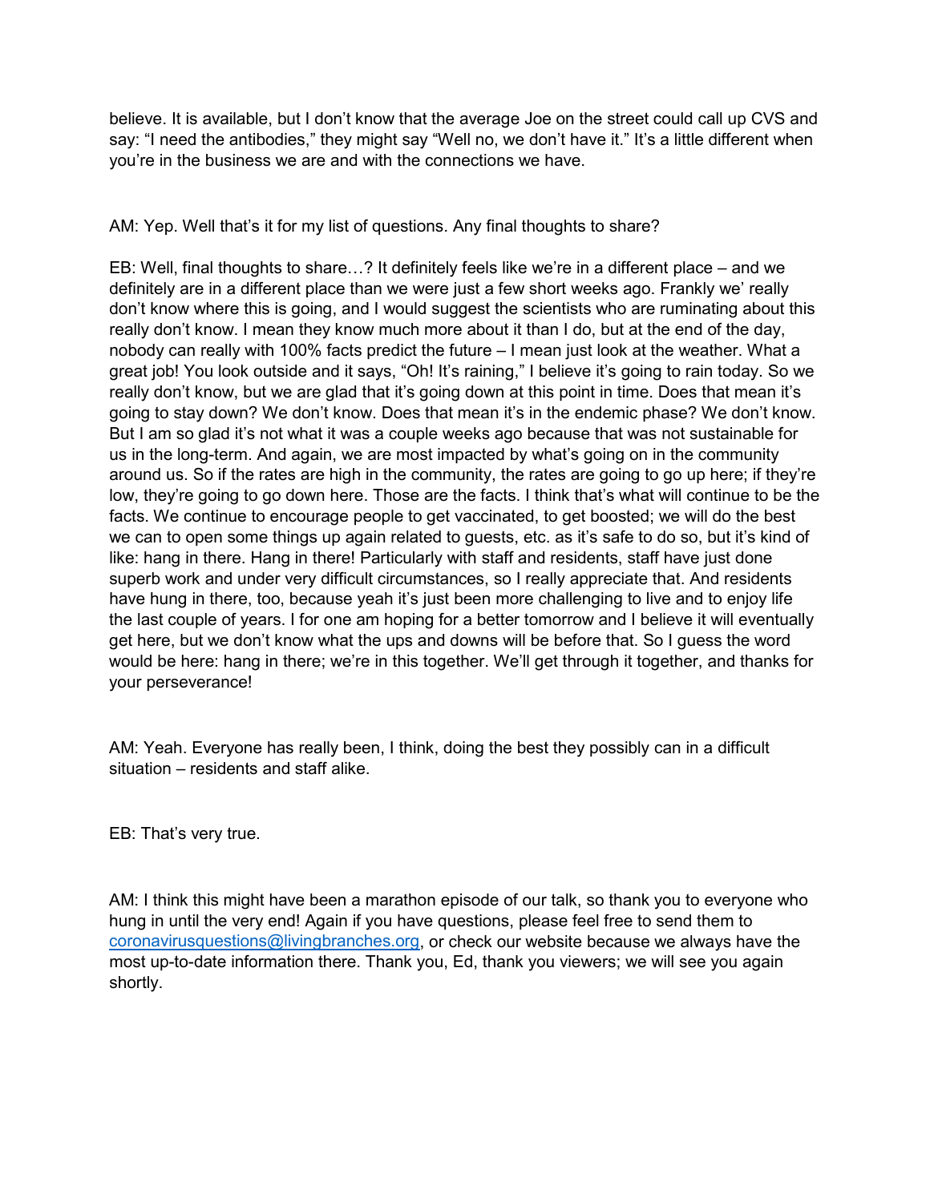believe. It is available, but I don't know that the average Joe on the street could call up CVS and say: "I need the antibodies," they might say "Well no, we don't have it." It's a little different when you're in the business we are and with the connections we have.

AM: Yep. Well that's it for my list of questions. Any final thoughts to share?

EB: Well, final thoughts to share…? It definitely feels like we're in a different place – and we definitely are in a different place than we were just a few short weeks ago. Frankly we' really don't know where this is going, and I would suggest the scientists who are ruminating about this really don't know. I mean they know much more about it than I do, but at the end of the day, nobody can really with 100% facts predict the future – I mean just look at the weather. What a great job! You look outside and it says, "Oh! It's raining," I believe it's going to rain today. So we really don't know, but we are glad that it's going down at this point in time. Does that mean it's going to stay down? We don't know. Does that mean it's in the endemic phase? We don't know. But I am so glad it's not what it was a couple weeks ago because that was not sustainable for us in the long-term. And again, we are most impacted by what's going on in the community around us. So if the rates are high in the community, the rates are going to go up here; if they're low, they're going to go down here. Those are the facts. I think that's what will continue to be the facts. We continue to encourage people to get vaccinated, to get boosted; we will do the best we can to open some things up again related to guests, etc. as it's safe to do so, but it's kind of like: hang in there. Hang in there! Particularly with staff and residents, staff have just done superb work and under very difficult circumstances, so I really appreciate that. And residents have hung in there, too, because yeah it's just been more challenging to live and to enjoy life the last couple of years. I for one am hoping for a better tomorrow and I believe it will eventually get here, but we don't know what the ups and downs will be before that. So I guess the word would be here: hang in there; we're in this together. We'll get through it together, and thanks for your perseverance!

AM: Yeah. Everyone has really been, I think, doing the best they possibly can in a difficult situation – residents and staff alike.

EB: That's very true.

AM: I think this might have been a marathon episode of our talk, so thank you to everyone who hung in until the very end! Again if you have questions, please feel free to send them to coronavirusquestions@livingbranches.org, or check our website because we always have the most up-to-date information there. Thank you, Ed, thank you viewers; we will see you again shortly.